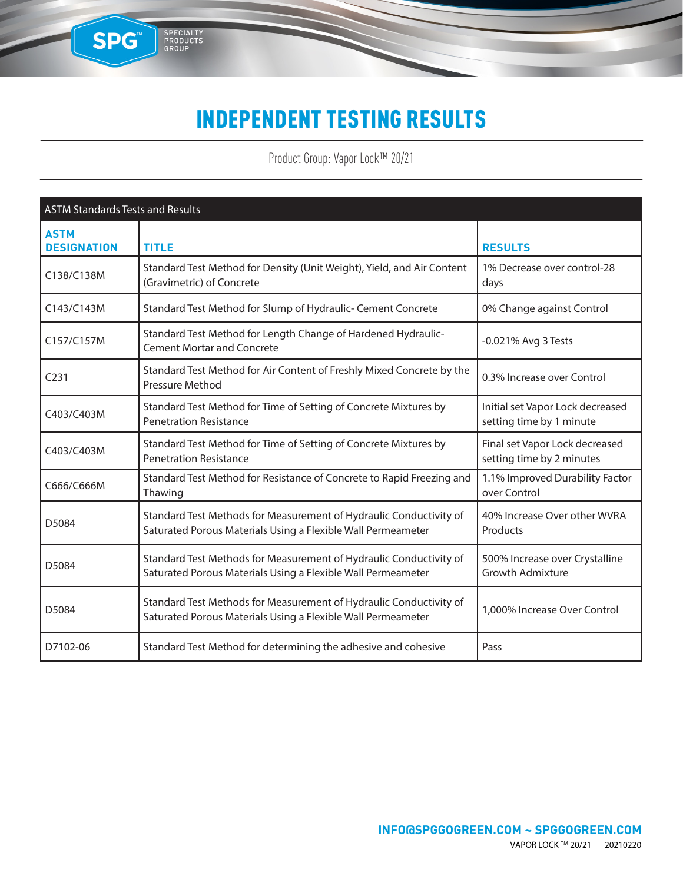# INDEPENDENT TESTING RESULTS

Product Group: Vapor Lock™ 20/21

| ASTM Standards Tests and Results | | |
|---|---|---|
| **ASTM DESIGNATION** | **TITLE** | **RESULTS** |
| C138/C138M | Standard Test Method for Density (Unit Weight), Yield, and Air Content (Gravimetric) of Concrete | 1% Decrease over control-28 days |
| C143/C143M | Standard Test Method for Slump of Hydraulic- Cement Concrete | 0% Change against Control |
| C157/C157M | Standard Test Method for Length Change of Hardened Hydraulic-Cement Mortar and Concrete | -0.021% Avg 3 Tests |
| C231 | Standard Test Method for Air Content of Freshly Mixed Concrete by the Pressure Method | 0.3% Increase over Control |
| C403/C403M | Standard Test Method for Time of Setting of Concrete Mixtures by Penetration Resistance | Initial set Vapor Lock decreased setting time by 1 minute |
| C403/C403M | Standard Test Method for Time of Setting of Concrete Mixtures by Penetration Resistance | Final set Vapor Lock decreased setting time by 2 minutes |
| C666/C666M | Standard Test Method for Resistance of Concrete to Rapid Freezing and Thawing | 1.1% Improved Durability Factor over Control |
| D5084 | Standard Test Methods for Measurement of Hydraulic Conductivity of Saturated Porous Materials Using a Flexible Wall Permeameter | 40% Increase Over other WVRA Products |
| D5084 | Standard Test Methods for Measurement of Hydraulic Conductivity of Saturated Porous Materials Using a Flexible Wall Permeameter | 500% Increase over Crystalline Growth Admixture |
| D5084 | Standard Test Methods for Measurement of Hydraulic Conductivity of Saturated Porous Materials Using a Flexible Wall Permeameter | 1,000% Increase Over Control |
| D7102-06 | Standard Test Method for determining the adhesive and cohesive | Pass |

INFO@SPGGOGREEN.COM ~ SPGGOGREEN.COM

VAPOR LOCK ™ 20/21 20210220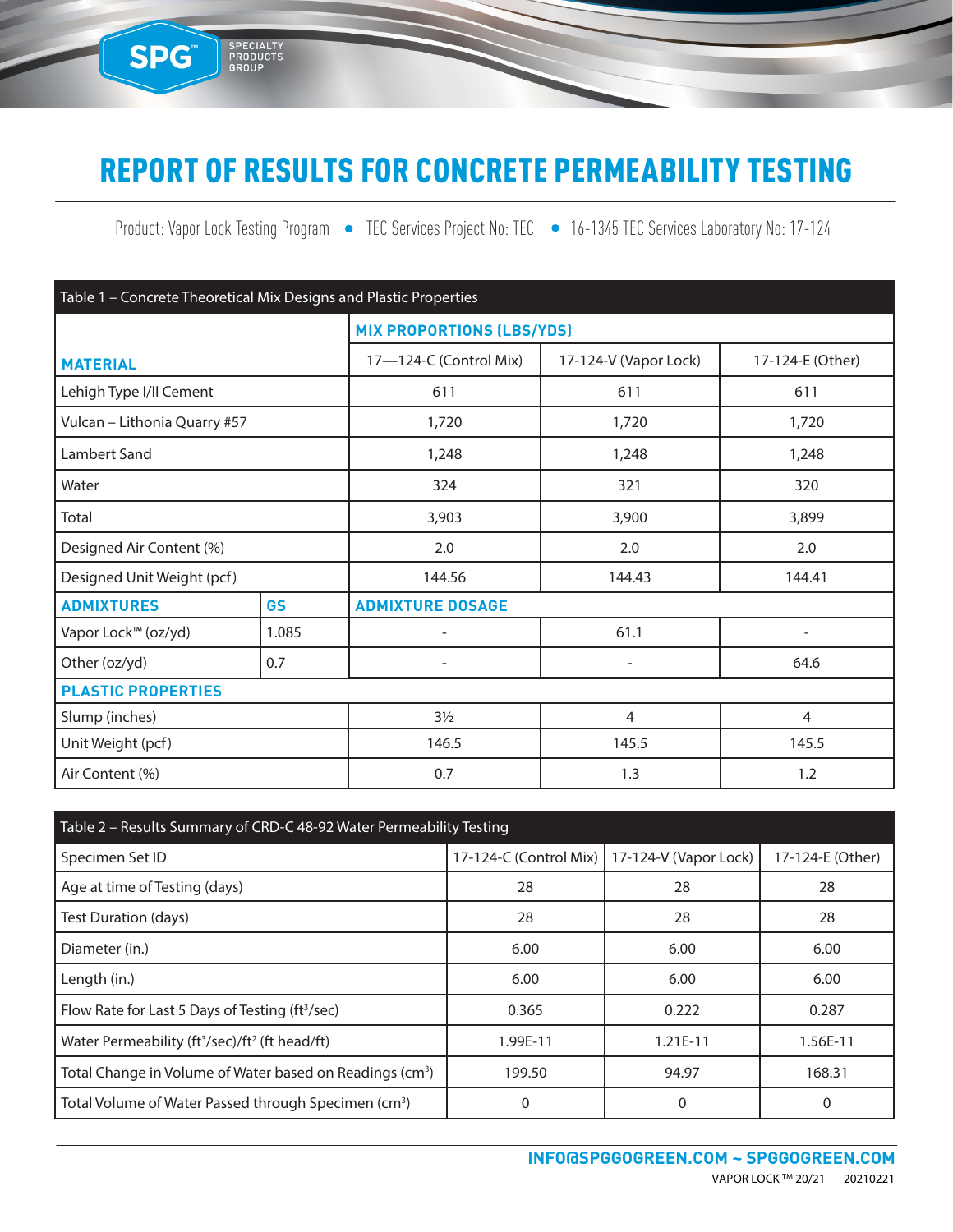# REPORT OF RESULTS FOR CONCRETE PERMEABILITY TESTING

Product: Vapor Lock Testing Program • TEC Services Project No: TEC • 16-1345 TEC Services Laboratory No: 17-124

**Table 1 – Concrete Theoretical Mix Designs and Plastic Properties**

| MATERIAL | | MIX PROPORTIONS (LBS/YDS) | | |
|---|---|---|---|---|
| | | 17—124-C (Control Mix) | 17-124-V (Vapor Lock) | 17-124-E (Other) |
| Lehigh Type I/II Cement | | 611 | 611 | 611 |
| Vulcan – Lithonia Quarry #57 | | 1,720 | 1,720 | 1,720 |
| Lambert Sand | | 1,248 | 1,248 | 1,248 |
| Water | | 324 | 321 | 320 |
| Total | | 3,903 | 3,900 | 3,899 |
| Designed Air Content (%) | | 2.0 | 2.0 | 2.0 |
| Designed Unit Weight (pcf) | | 144.56 | 144.43 | 144.41 |
| **ADMIXTURES** | **GS** | **ADMIXTURE DOSAGE** | | |
| Vapor Lock™ (oz/yd) | 1.085 | - | 61.1 | - |
| Other (oz/yd) | 0.7 | - | - | 64.6 |
| **PLASTIC PROPERTIES** | | | | |
| Slump (inches) | | 3½ | 4 | 4 |
| Unit Weight (pcf) | | 146.5 | 145.5 | 145.5 |
| Air Content (%) | | 0.7 | 1.3 | 1.2 |

**Table 2 – Results Summary of CRD-C 48-92 Water Permeability Testing**

| Specimen Set ID | 17-124-C (Control Mix) | 17-124-V (Vapor Lock) | 17-124-E (Other) |
|---|---|---|---|
| Age at time of Testing (days) | 28 | 28 | 28 |
| Test Duration (days) | 28 | 28 | 28 |
| Diameter (in.) | 6.00 | 6.00 | 6.00 |
| Length (in.) | 6.00 | 6.00 | 6.00 |
| Flow Rate for Last 5 Days of Testing ($ft^3$/sec) | 0.365 | 0.222 | 0.287 |
| Water Permeability ($ft^3$/sec)/$ft^2$ (ft head/ft) | 1.99E-11 | 1.21E-11 | 1.56E-11 |
| Total Change in Volume of Water based on Readings ($cm^3$) | 199.50 | 94.97 | 168.31 |
| Total Volume of Water Passed through Specimen ($cm^3$) | 0 | 0 | 0 |

INFO@SPGGOGREEN.COM ~ SPGGOGREEN.COM

VAPOR LOCK ™ 20/21 20210221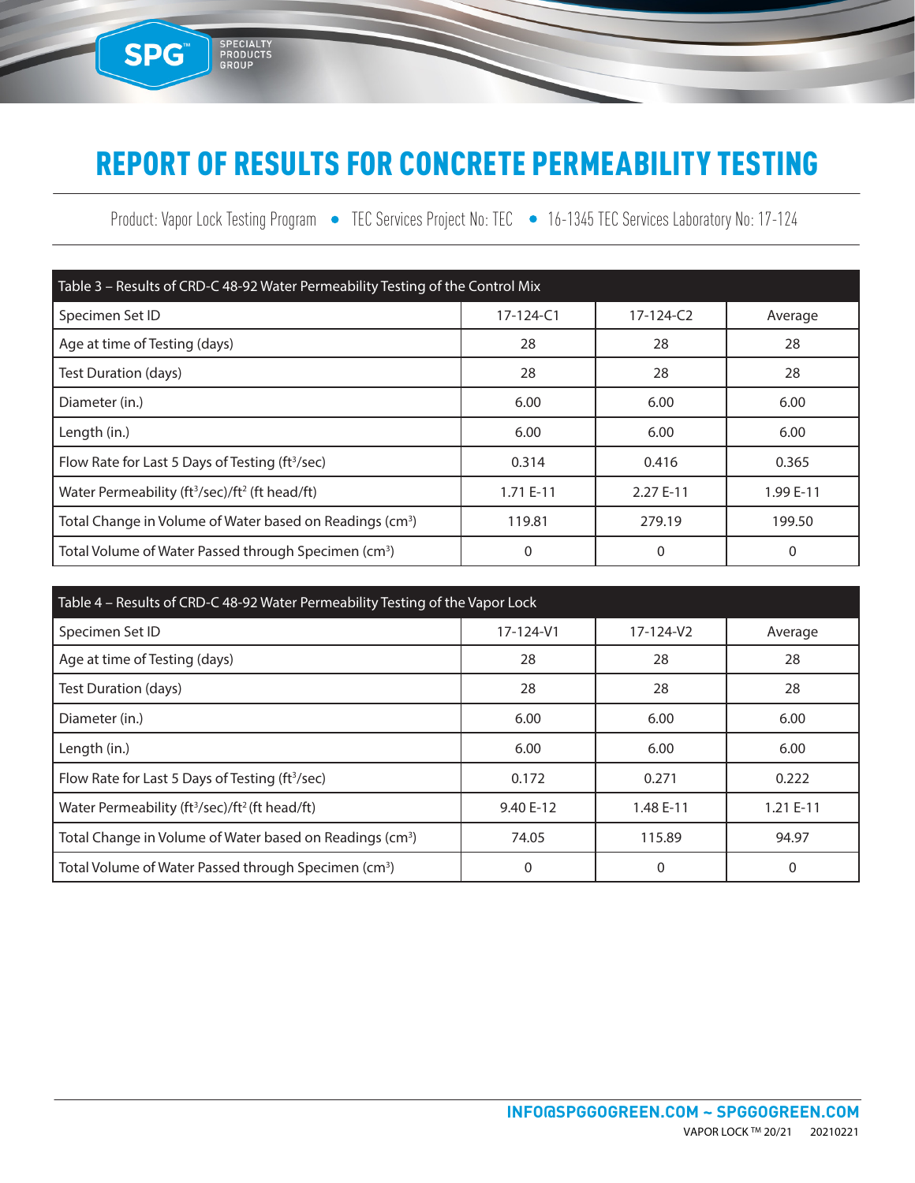# REPORT OF RESULTS FOR CONCRETE PERMEABILITY TESTING

Product: Vapor Lock Testing Program • TEC Services Project No: TEC • 16-1345 TEC Services Laboratory No: 17-124

| Table 3 – Results of CRD-C 48-92 Water Permeability Testing of the Control Mix | | | |
|---|---|---|---|
| Specimen Set ID | 17-124-C1 | 17-124-C2 | Average |
| Age at time of Testing (days) | 28 | 28 | 28 |
| Test Duration (days) | 28 | 28 | 28 |
| Diameter (in.) | 6.00 | 6.00 | 6.00 |
| Length (in.) | 6.00 | 6.00 | 6.00 |
| Flow Rate for Last 5 Days of Testing ($ft^3$/sec) | 0.314 | 0.416 | 0.365 |
| Water Permeability ($ft^3$/sec)/$ft^2$ (ft head/ft) | 1.71 E-11 | 2.27 E-11 | 1.99 E-11 |
| Total Change in Volume of Water based on Readings ($cm^3$) | 119.81 | 279.19 | 199.50 |
| Total Volume of Water Passed through Specimen ($cm^3$) | 0 | 0 | 0 |

| Table 4 – Results of CRD-C 48-92 Water Permeability Testing of the Vapor Lock | | | |
|---|---|---|---|
| Specimen Set ID | 17-124-V1 | 17-124-V2 | Average |
| Age at time of Testing (days) | 28 | 28 | 28 |
| Test Duration (days) | 28 | 28 | 28 |
| Diameter (in.) | 6.00 | 6.00 | 6.00 |
| Length (in.) | 6.00 | 6.00 | 6.00 |
| Flow Rate for Last 5 Days of Testing ($ft^3$/sec) | 0.172 | 0.271 | 0.222 |
| Water Permeability ($ft^3$/sec)/$ft^2$ (ft head/ft) | 9.40 E-12 | 1.48 E-11 | 1.21 E-11 |
| Total Change in Volume of Water based on Readings ($cm^3$) | 74.05 | 115.89 | 94.97 |
| Total Volume of Water Passed through Specimen ($cm^3$) | 0 | 0 | 0 |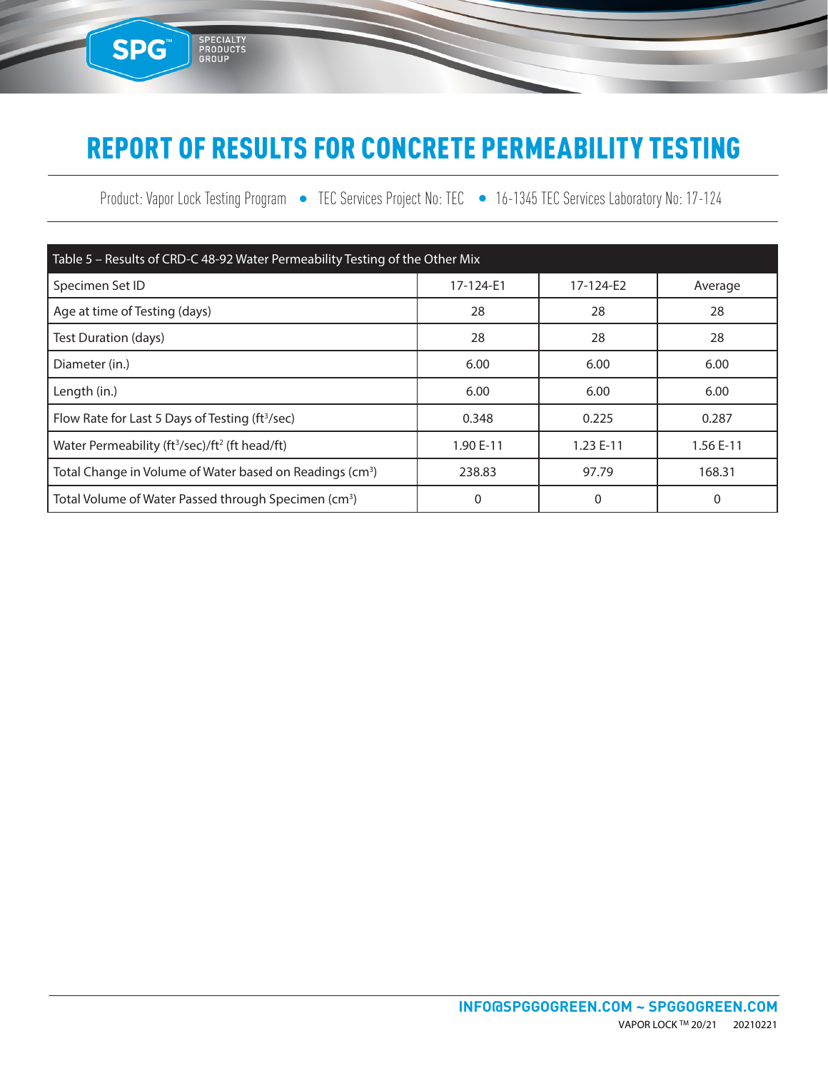# REPORT OF RESULTS FOR CONCRETE PERMEABILITY TESTING

Product: Vapor Lock Testing Program • TEC Services Project No: TEC • 16-1345 TEC Services Laboratory No: 17-124

| Table 5 – Results of CRD-C 48-92 Water Permeability Testing of the Other Mix | | | |
|---|---|---|---|
| Specimen Set ID | 17-124-E1 | 17-124-E2 | Average |
| Age at time of Testing (days) | 28 | 28 | 28 |
| Test Duration (days) | 28 | 28 | 28 |
| Diameter (in.) | 6.00 | 6.00 | 6.00 |
| Length (in.) | 6.00 | 6.00 | 6.00 |
| Flow Rate for Last 5 Days of Testing ($ft^3/sec$) | 0.348 | 0.225 | 0.287 |
| Water Permeability ($ft^3/sec$)/$ft^2$ (ft head/ft) | 1.90 E-11 | 1.23 E-11 | 1.56 E-11 |
| Total Change in Volume of Water based on Readings ($cm^3$) | 238.83 | 97.79 | 168.31 |
| Total Volume of Water Passed through Specimen ($cm^3$) | 0 | 0 | 0 |

INFO@SPGGOGREEN.COM ~ SPGGOGREEN.COM

VAPOR LOCK ™ 20/21 20210221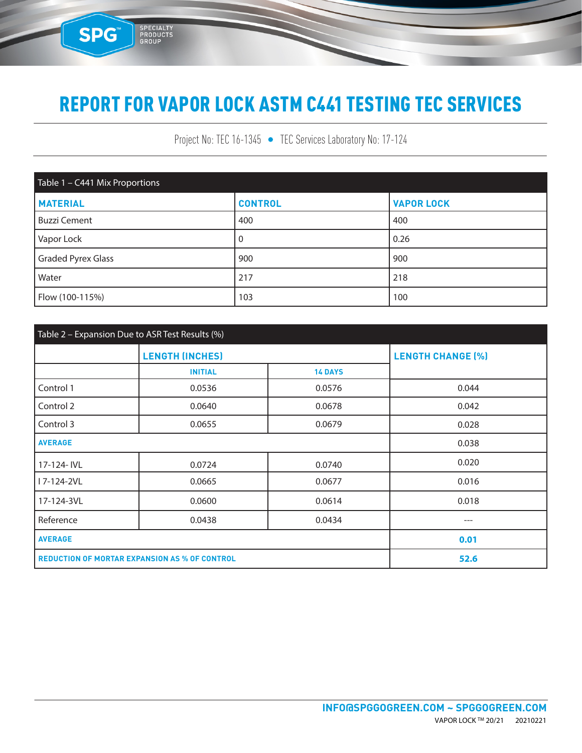# REPORT FOR VAPOR LOCK ASTM C441 TESTING TEC SERVICES

Project No: TEC 16-1345 • TEC Services Laboratory No: 17-124

| Table 1 – C441 Mix Proportions | | |
|---|---|---|
| **MATERIAL** | **CONTROL** | **VAPOR LOCK** |
| Buzzi Cement | 400 | 400 |
| Vapor Lock | 0 | 0.26 |
| Graded Pyrex Glass | 900 | 900 |
| Water | 217 | 218 |
| Flow (100-115%) | 103 | 100 |

| Table 2 – Expansion Due to ASR Test Results (%) | | | |
|---|---|---|---|
| | **LENGTH (INCHES)** | | **LENGTH CHANGE (%)** |
| | **INITIAL** | **14 DAYS** | |
| Control 1 | 0.0536 | 0.0576 | 0.044 |
| Control 2 | 0.0640 | 0.0678 | 0.042 |
| Control 3 | 0.0655 | 0.0679 | 0.028 |
| **AVERAGE** | | | 0.038 |
| 17-124- IVL | 0.0724 | 0.0740 | 0.020 |
| I 7-124-2VL | 0.0665 | 0.0677 | 0.016 |
| 17-124-3VL | 0.0600 | 0.0614 | 0.018 |
| Reference | 0.0438 | 0.0434 | --- |
| **AVERAGE** | | | **0.01** |
| **REDUCTION OF MORTAR EXPANSION AS % OF CONTROL** | | | **52.6** |

**INFO@SPGGOGREEN.COM ~ SPGGOGREEN.COM**

VAPOR LOCK ™ 20/21 20210221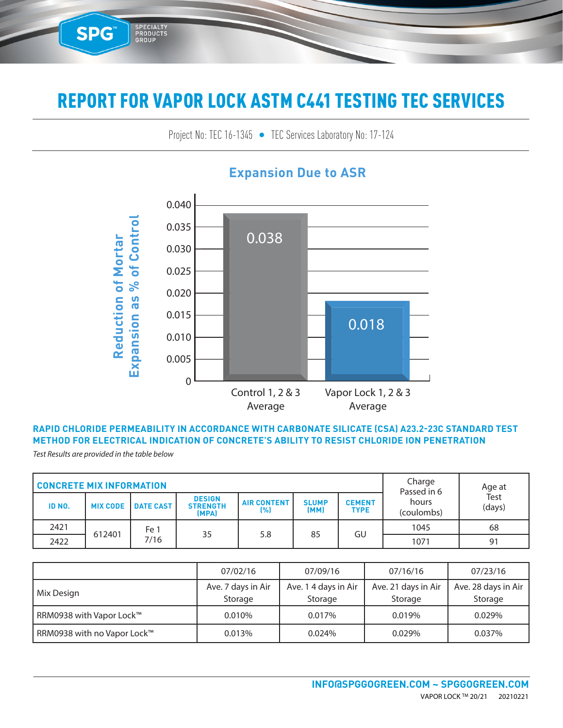# REPORT FOR VAPOR LOCK ASTM C441 TESTING TEC SERVICES

Project No: TEC 16-1345 • TEC Services Laboratory No: 17-124

## Expansion Due to ASR

Reduction of Mortar Expansion as % of Control

| | Control 1, 2 & 3 Average | Vapor Lock 1, 2 & 3 Average |
|---|---|---|
| Expansion | 0.038 | 0.018 |

### RAPID CHLORIDE PERMEABILITY IN ACCORDANCE WITH CARBONATE SILICATE (CSA) A23.2-23C STANDARD TEST METHOD FOR ELECTRICAL INDICATION OF CONCRETE'S ABILITY TO RESIST CHLORIDE ION PENETRATION

*Test Results are provided in the table below*

| CONCRETE MIX INFORMATION | | | | | | | Charge Passed in 6 hours (coulombs) | Age at Test (days) |
|---|---|---|---|---|---|---|---|---|
| ID NO. | MIX CODE | DATE CAST | DESIGN STRENGTH (MPA) | AIR CONTENT (%) | SLUMP (MM) | CEMENT TYPE | | |
| 2421 | 612401 | Fe 1 7/16 | 35 | 5.8 | 85 | GU | 1045 | 68 |
| 2422 | | | | | | | 1071 | 91 |

| | 07/02/16 | 07/09/16 | 07/16/16 | 07/23/16 |
|---|---|---|---|---|
| Mix Design | Ave. 7 days in Air Storage | Ave. 1 4 days in Air Storage | Ave. 21 days in Air Storage | Ave. 28 days in Air Storage |
| RRM0938 with Vapor Lock™ | 0.010% | 0.017% | 0.019% | 0.029% |
| RRM0938 with no Vapor Lock™ | 0.013% | 0.024% | 0.029% | 0.037% |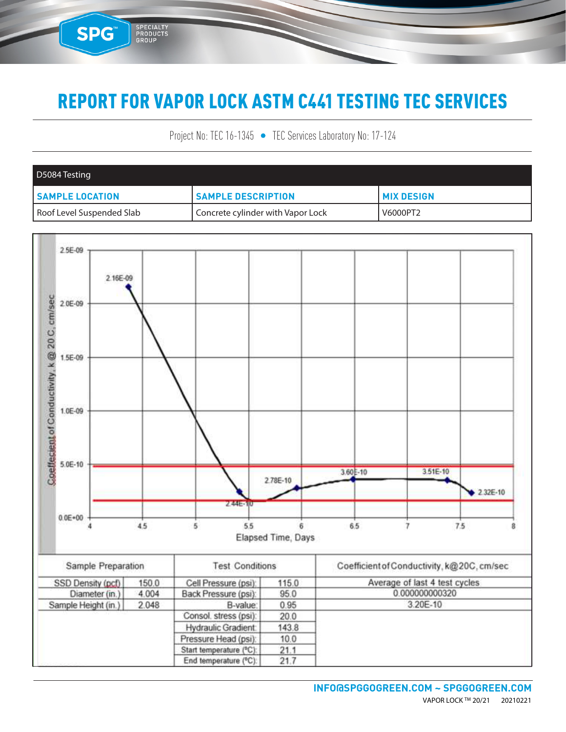# REPORT FOR VAPOR LOCK ASTM C441 TESTING TEC SERVICES

Project No: TEC 16-1345 • TEC Services Laboratory No: 17-124

| D5084 Testing | | |
|---|---|---|
| **SAMPLE LOCATION** | **SAMPLE DESCRIPTION** | **MIX DESIGN** |
| Roof Level Suspended Slab | Concrete cylinder with Vapor Lock | V6000PT2 |

Coeffecient of Conductivity, k @ 20 C, cm/sec

2.5E-09, 2.0E-09, 1.5E-09, 1.0E-09, 5.0E-10, 0.0E+00

2.16E-09, 2.44E-10, 2.78E-10, 3.60E-10, 3.51E-10, 2.32E-10

4, 4.5, 5, 5.5, 6, 6.5, 7, 7.5, 8

Elapsed Time, Days

| Sample Preparation | | Test Conditions | | Coefficient of Conductivity, k@20C, cm/sec |
|---|---|---|---|---|
| SSD Density (pcf) | 150.0 | Cell Pressure (psi): | 115.0 | Average of last 4 test cycles |
| Diameter (in.) | 4.004 | Back Pressure (psi): | 95.0 | 0.000000000320 |
| Sample Height (in.) | 2.048 | B-value: | 0.95 | 3.20E-10 |
| | | Consol. stress (psi): | 20.0 | |
| | | Hydraulic Gradient: | 143.8 | |
| | | Pressure Head (psi): | 10.0 | |
| | | Start temperature (°C): | 21.1 | |
| | | End temperature (°C): | 21.7 | |

**INFO@SPGGOGREEN.COM ~ SPGGOGREEN.COM**

VAPOR LOCK ™ 20/21 20210221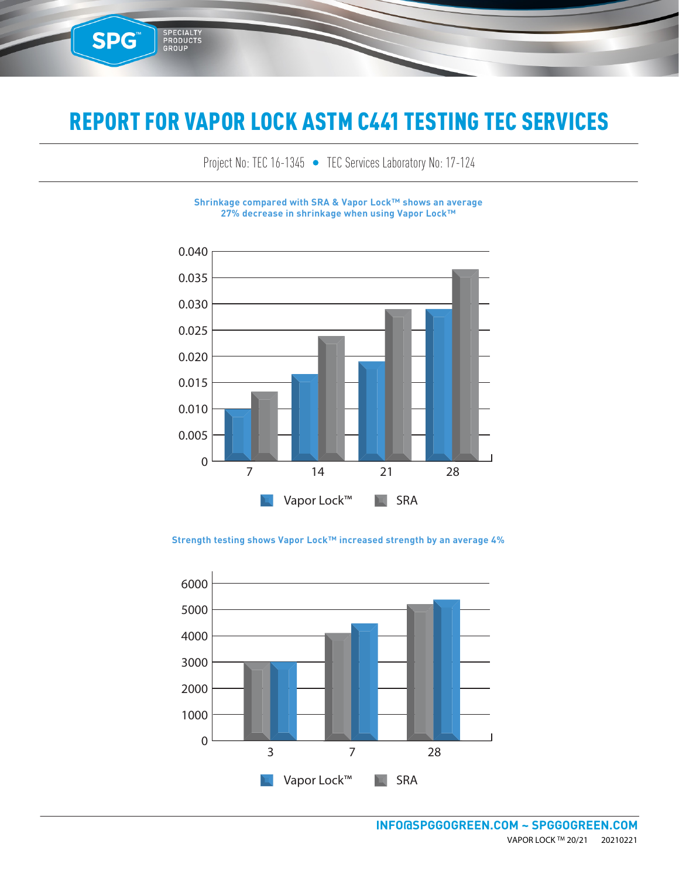# REPORT FOR VAPOR LOCK ASTM C441 TESTING TEC SERVICES

Project No: TEC 16-1345 • TEC Services Laboratory No: 17-124

**Shrinkage compared with SRA & Vapor Lock™ shows an average 27% decrease in shrinkage when using Vapor Lock™**

0.040
0.035
0.030
0.025
0.020
0.015
0.010
0.005
0

7 14 21 28

Vapor Lock™ SRA

**Strength testing shows Vapor Lock™ increased strength by an average 4%**

6000
5000
4000
3000
2000
1000
0

3 7 28

Vapor Lock™ SRA

**INFO@SPGGOGREEN.COM ~ SPGGOGREEN.COM**

VAPOR LOCK ™ 20/21 20210221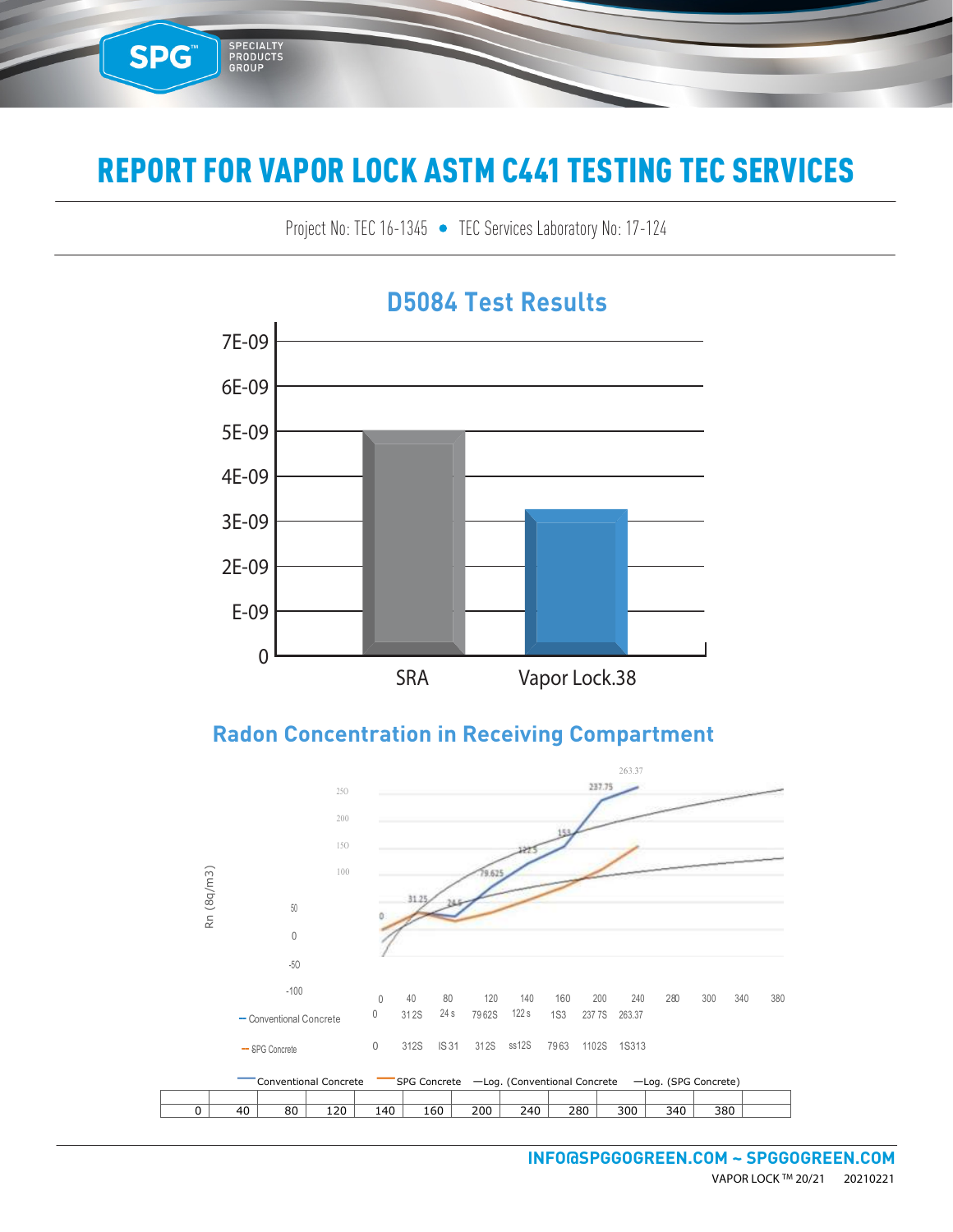# REPORT FOR VAPOR LOCK ASTM C441 TESTING TEC SERVICES

Project No: TEC 16-1345 • TEC Services Laboratory No: 17-124

## D5084 Test Results

7E-09
6E-09
5E-09
4E-09
3E-09
2E-09
E-09
0

SRA
Vapor Lock.38

## Radon Concentration in Receiving Compartment

Rn (8q/m3)

263.37
237.75
250
200
150
100
50
0
-50
-100

153
122.5
79.625
31.25
24.6
0

0 40 80 120 140 160 200 240 280 300 340 380

— Conventional Concrete 0 312S 24 s 7962S 122 s 1S3 237 7S 263.37

— SPG Concrete 0 312S IS31 312S ss12S 7963 1102S 1S313

Conventional Concrete — SPG Concrete — Log. (Conventional Concrete — Log. (SPG Concrete)

| | | | | | | | | | | | | |
|---|---|---|---|---|---|---|---|---|---|---|---|---|
| 0 | 40 | 80 | 120 | 140 | 160 | 200 | 240 | 280 | 300 | 340 | 380 | |

INFO@SPGGOGREEN.COM ~ SPGGOGREEN.COM

VAPOR LOCK ™ 20/21 20210221